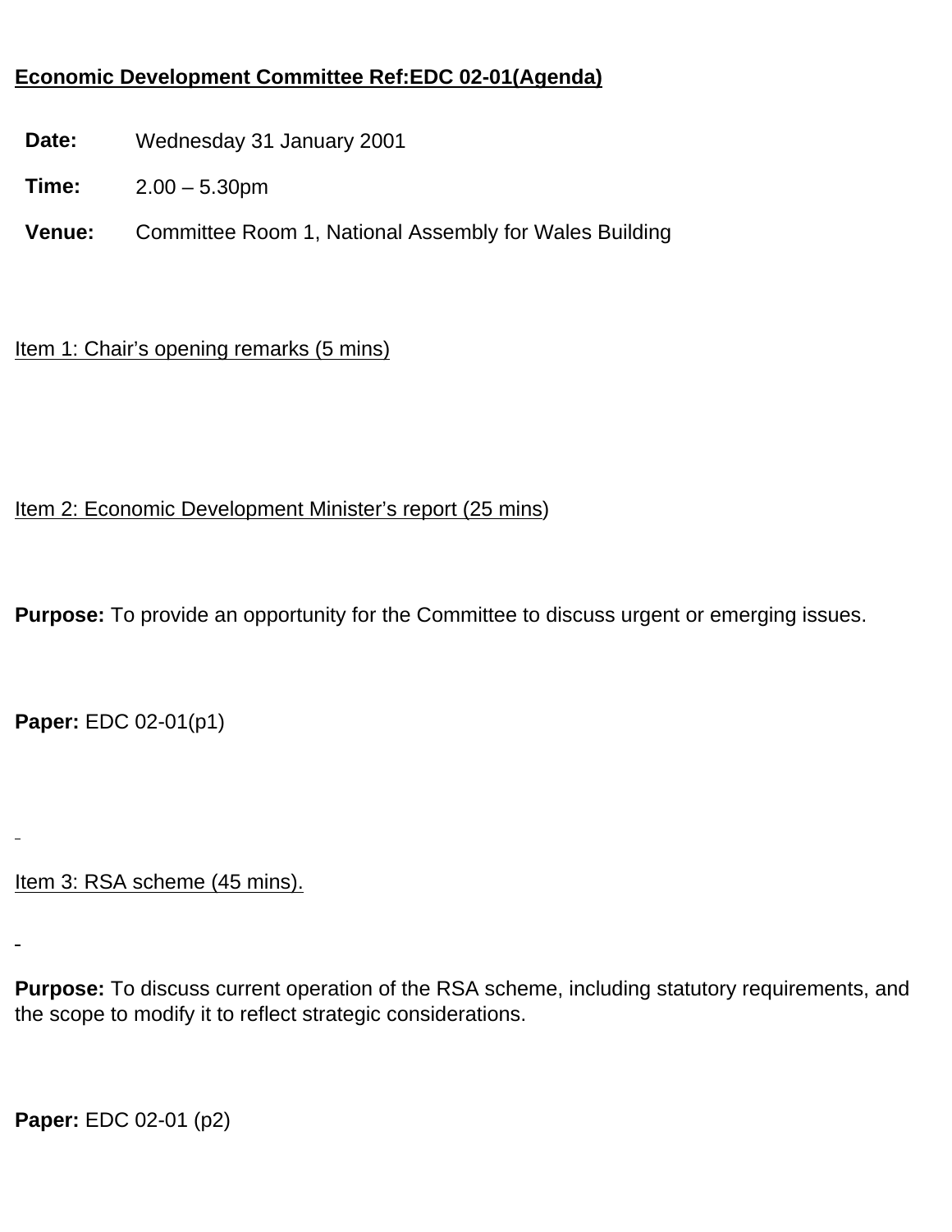**Economic Development Committee Ref:EDC 02-01(Agenda)**

| | |
|---|---|
| **Date:** | Wednesday 31 January 2001 |
| **Time:** | 2.00 – 5.30pm |
| **Venue:** | Committee Room 1, National Assembly for Wales Building |

Item 1: Chair's opening remarks (5 mins)

Item 2: Economic Development Minister's report (25 mins)

**Purpose:** To provide an opportunity for the Committee to discuss urgent or emerging issues.

**Paper:** EDC 02-01(p1)

Item 3: RSA scheme (45 mins).

**Purpose:** To discuss current operation of the RSA scheme, including statutory requirements, and the scope to modify it to reflect strategic considerations.

**Paper:** EDC 02-01 (p2)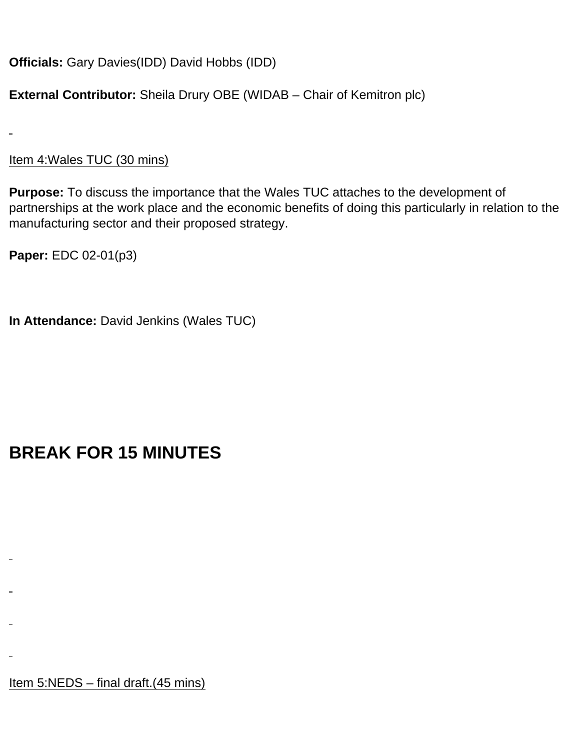**Officials:** Gary Davies(IDD) David Hobbs (IDD)

**External Contributor:** Sheila Drury OBE (WIDAB – Chair of Kemitron plc)

Item 4:Wales TUC (30 mins)

**Purpose:** To discuss the importance that the Wales TUC attaches to the development of partnerships at the work place and the economic benefits of doing this particularly in relation to the manufacturing sector and their proposed strategy.

**Paper:** EDC 02-01(p3)

**In Attendance:** David Jenkins (Wales TUC)

## BREAK FOR 15 MINUTES

Item 5:NEDS – final draft.(45 mins)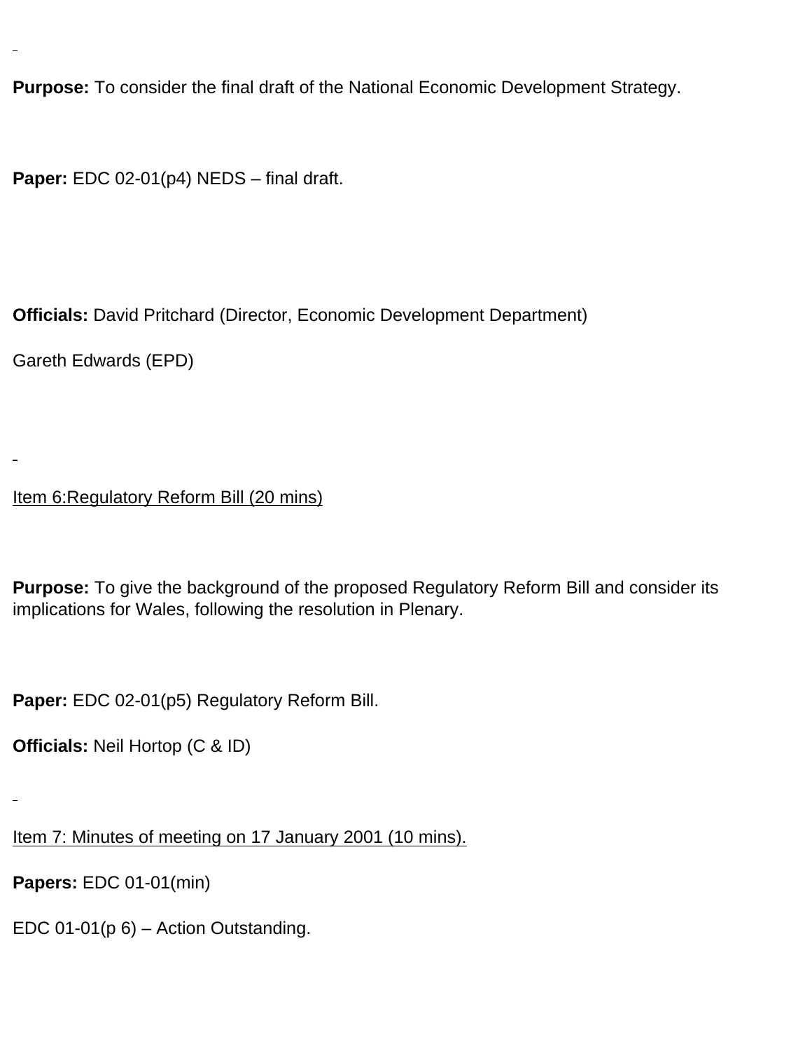**Purpose:** To consider the final draft of the National Economic Development Strategy.

**Paper:** EDC 02-01(p4) NEDS – final draft.

**Officials:** David Pritchard (Director, Economic Development Department)

Gareth Edwards (EPD)

<u>Item 6:Regulatory Reform Bill (20 mins)</u>

**Purpose:** To give the background of the proposed Regulatory Reform Bill and consider its implications for Wales, following the resolution in Plenary.

**Paper:** EDC 02-01(p5) Regulatory Reform Bill.

**Officials:** Neil Hortop (C & ID)

<u>Item 7: Minutes of meeting on 17 January 2001 (10 mins).</u>

**Papers:** EDC 01-01(min)

EDC 01-01(p 6) – Action Outstanding.